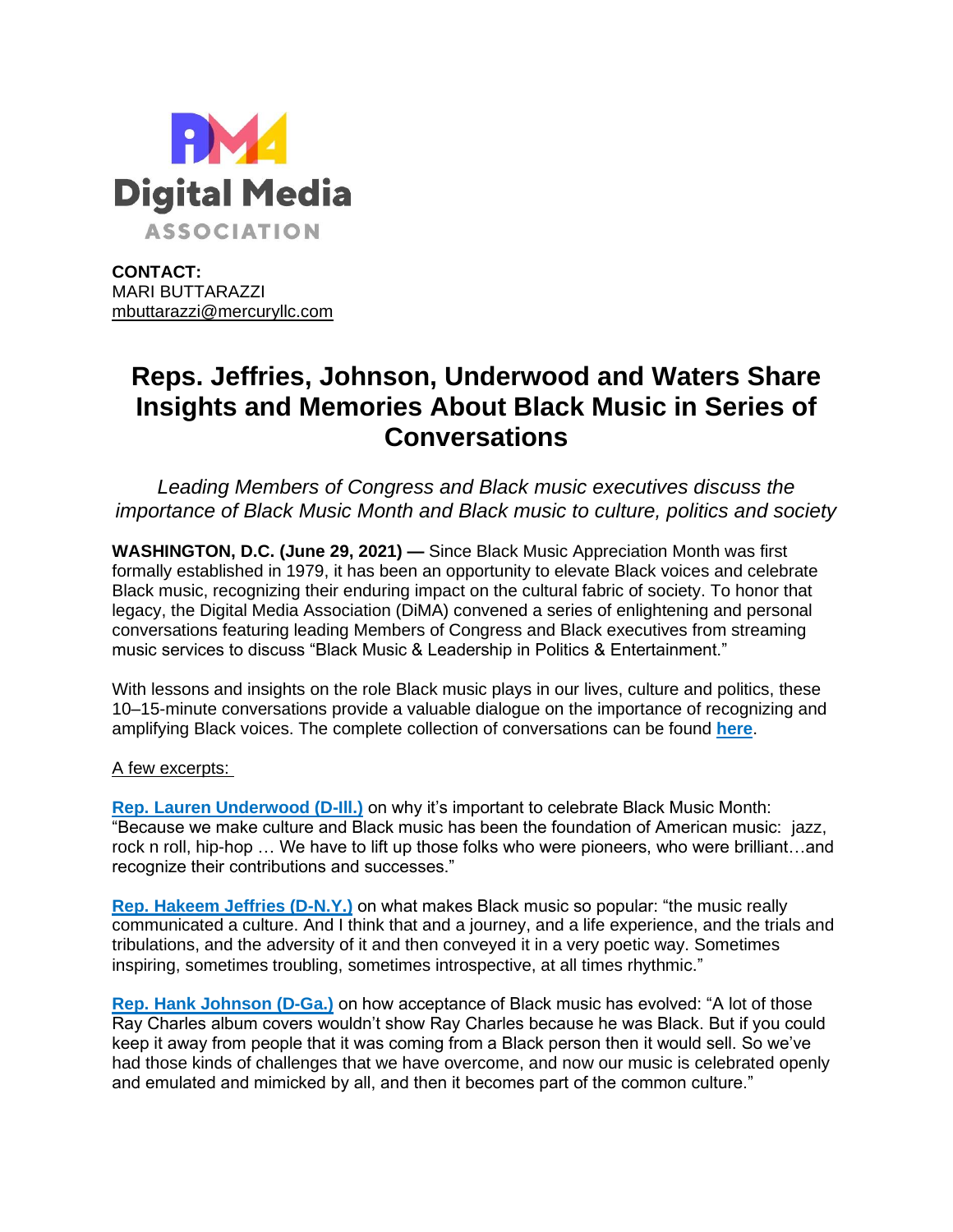Digital Media ASSOCIATION

**CONTACT:**
MARI BUTTARAZZI
mbuttarazzi@mercuryllc.com

# Reps. Jeffries, Johnson, Underwood and Waters Share Insights and Memories About Black Music in Series of Conversations

*Leading Members of Congress and Black music executives discuss the importance of Black Music Month and Black music to culture, politics and society*

**WASHINGTON, D.C. (June 29, 2021) —** Since Black Music Appreciation Month was first formally established in 1979, it has been an opportunity to elevate Black voices and celebrate Black music, recognizing their enduring impact on the cultural fabric of society. To honor that legacy, the Digital Media Association (DiMA) convened a series of enlightening and personal conversations featuring leading Members of Congress and Black executives from streaming music services to discuss "Black Music & Leadership in Politics & Entertainment."

With lessons and insights on the role Black music plays in our lives, culture and politics, these 10–15-minute conversations provide a valuable dialogue on the importance of recognizing and amplifying Black voices. The complete collection of conversations can be found **here**.

A few excerpts:

**Rep. Lauren Underwood (D-Ill.)** on why it's important to celebrate Black Music Month: "Because we make culture and Black music has been the foundation of American music: jazz, rock n roll, hip-hop … We have to lift up those folks who were pioneers, who were brilliant…and recognize their contributions and successes."

**Rep. Hakeem Jeffries (D-N.Y.)** on what makes Black music so popular: "the music really communicated a culture. And I think that and a journey, and a life experience, and the trials and tribulations, and the adversity of it and then conveyed it in a very poetic way. Sometimes inspiring, sometimes troubling, sometimes introspective, at all times rhythmic."

**Rep. Hank Johnson (D-Ga.)** on how acceptance of Black music has evolved: "A lot of those Ray Charles album covers wouldn't show Ray Charles because he was Black. But if you could keep it away from people that it was coming from a Black person then it would sell. So we've had those kinds of challenges that we have overcome, and now our music is celebrated openly and emulated and mimicked by all, and then it becomes part of the common culture."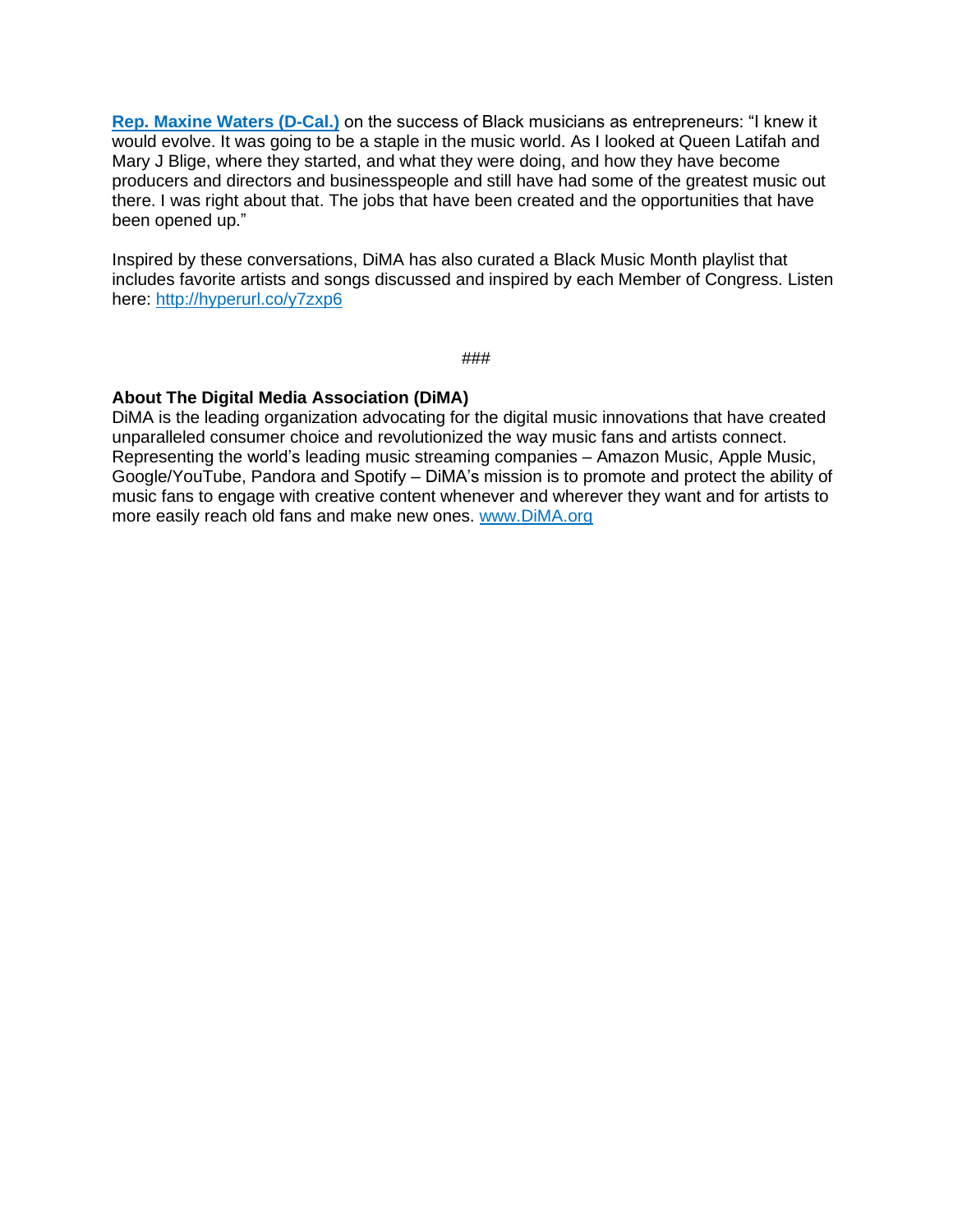**Rep. Maxine Waters (D-Cal.)** on the success of Black musicians as entrepreneurs: "I knew it would evolve. It was going to be a staple in the music world. As I looked at Queen Latifah and Mary J Blige, where they started, and what they were doing, and how they have become producers and directors and businesspeople and still have had some of the greatest music out there. I was right about that. The jobs that have been created and the opportunities that have been opened up."

Inspired by these conversations, DiMA has also curated a Black Music Month playlist that includes favorite artists and songs discussed and inspired by each Member of Congress. Listen here: http://hyperurl.co/y7zxp6

###

**About The Digital Media Association (DiMA)**

DiMA is the leading organization advocating for the digital music innovations that have created unparalleled consumer choice and revolutionized the way music fans and artists connect. Representing the world's leading music streaming companies – Amazon Music, Apple Music, Google/YouTube, Pandora and Spotify – DiMA's mission is to promote and protect the ability of music fans to engage with creative content whenever and wherever they want and for artists to more easily reach old fans and make new ones. www.DiMA.org